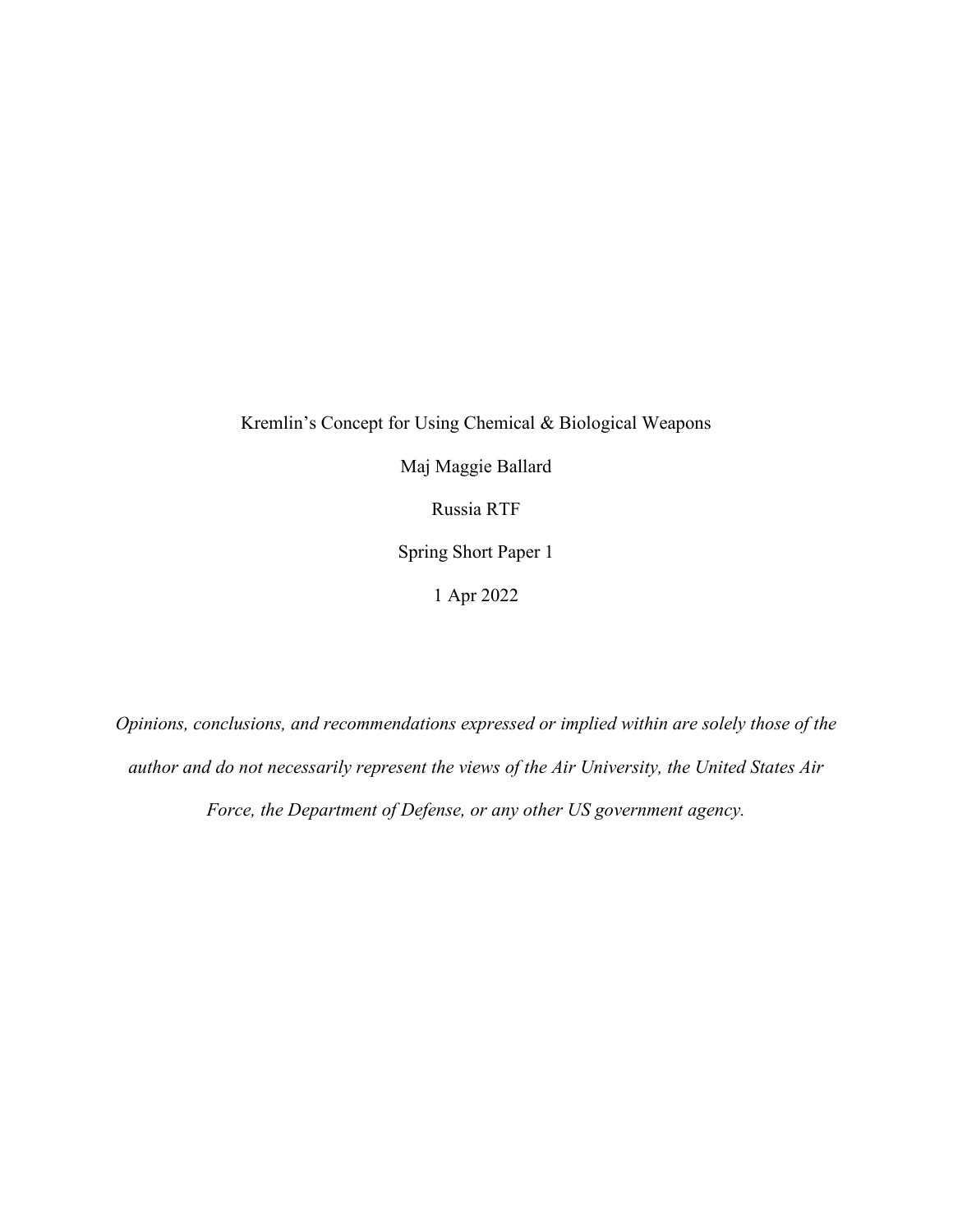# Kremlin's Concept for Using Chemical & Biological Weapons

Maj Maggie Ballard

Russia RTF

Spring Short Paper 1

1 Apr 2022

*Opinions, conclusions, and recommendations expressed or implied within are solely those of the author and do not necessarily represent the views of the Air University, the United States Air Force, the Department of Defense, or any other US government agency.*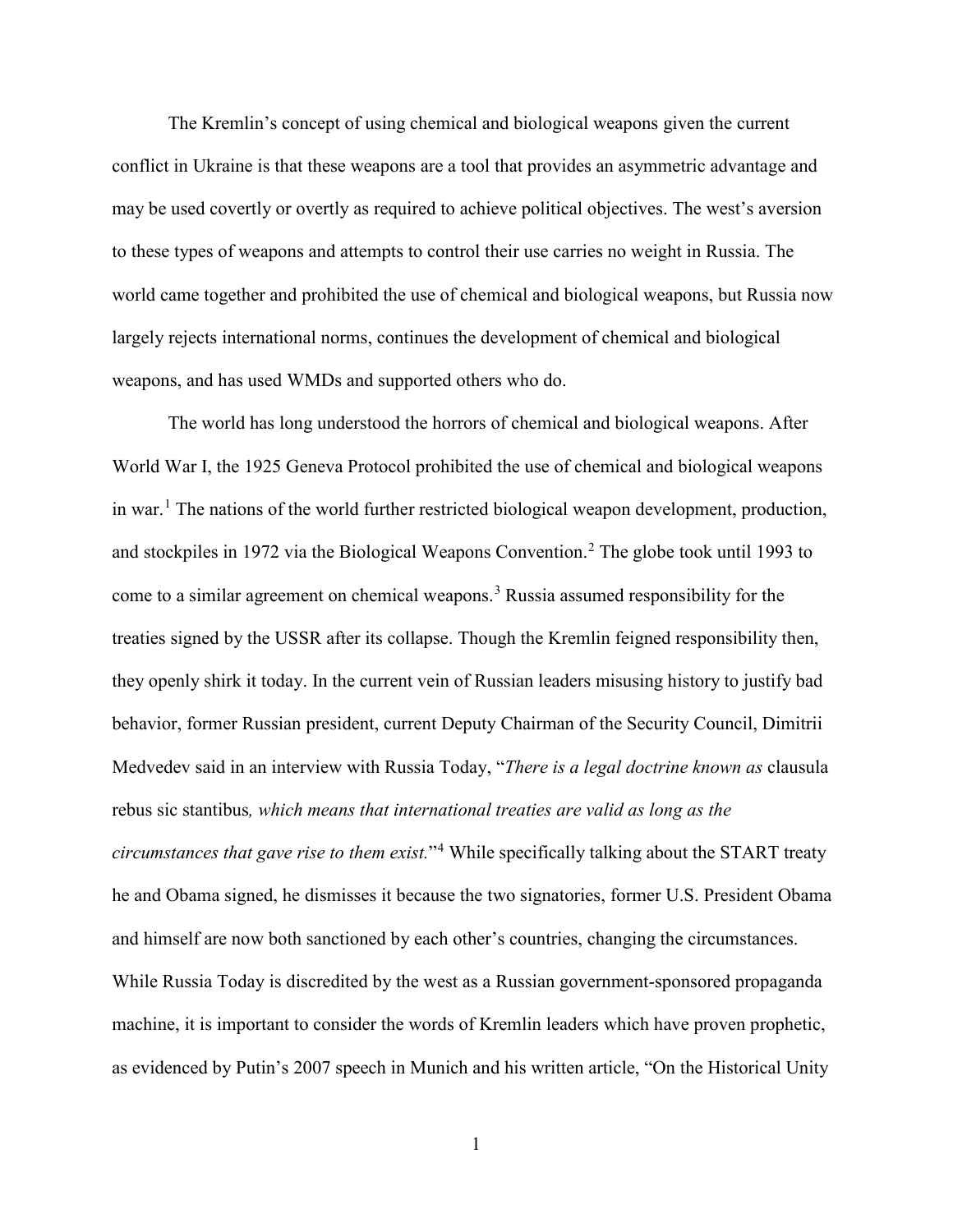The Kremlin's concept of using chemical and biological weapons given the current conflict in Ukraine is that these weapons are a tool that provides an asymmetric advantage and may be used covertly or overtly as required to achieve political objectives. The west's aversion to these types of weapons and attempts to control their use carries no weight in Russia. The world came together and prohibited the use of chemical and biological weapons, but Russia now largely rejects international norms, continues the development of chemical and biological weapons, and has used WMDs and supported others who do.

The world has long understood the horrors of chemical and biological weapons. After World War I, the 1925 Geneva Protocol prohibited the use of chemical and biological weapons in war.[1] The nations of the world further restricted biological weapon development, production, and stockpiles in 1972 via the Biological Weapons Convention.[2] The globe took until 1993 to come to a similar agreement on chemical weapons.[3] Russia assumed responsibility for the treaties signed by the USSR after its collapse. Though the Kremlin feigned responsibility then, they openly shirk it today. In the current vein of Russian leaders misusing history to justify bad behavior, former Russian president, current Deputy Chairman of the Security Council, Dimitrii Medvedev said in an interview with Russia Today, "*There is a legal doctrine known as* clausula rebus sic stantibus*, which means that international treaties are valid as long as the circumstances that gave rise to them exist.*"[4] While specifically talking about the START treaty he and Obama signed, he dismisses it because the two signatories, former U.S. President Obama and himself are now both sanctioned by each other's countries, changing the circumstances. While Russia Today is discredited by the west as a Russian government-sponsored propaganda machine, it is important to consider the words of Kremlin leaders which have proven prophetic, as evidenced by Putin's 2007 speech in Munich and his written article, "On the Historical Unity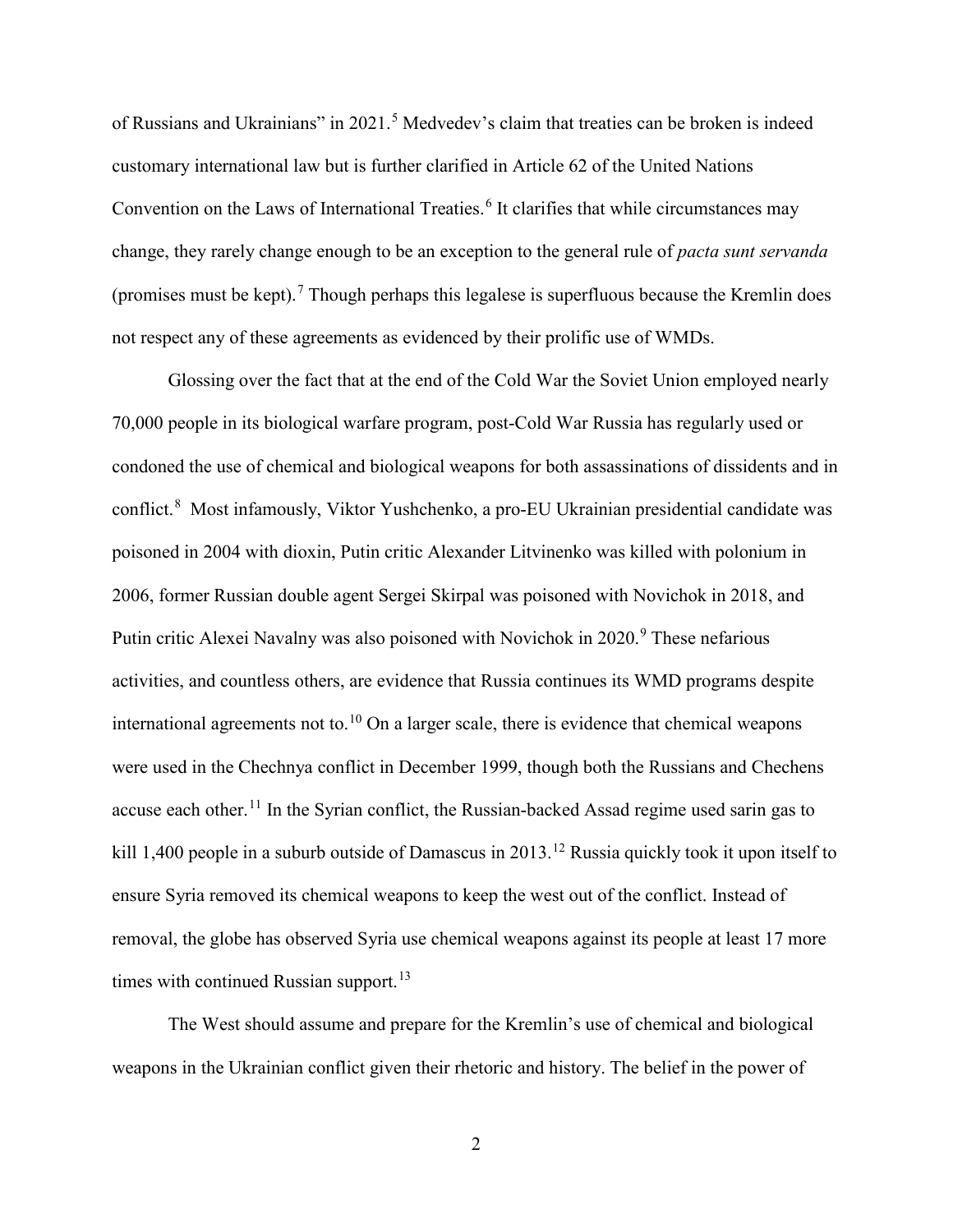of Russians and Ukrainians" in 2021.[5] Medvedev's claim that treaties can be broken is indeed customary international law but is further clarified in Article 62 of the United Nations Convention on the Laws of International Treaties.[6] It clarifies that while circumstances may change, they rarely change enough to be an exception to the general rule of *pacta sunt servanda* (promises must be kept).[7] Though perhaps this legalese is superfluous because the Kremlin does not respect any of these agreements as evidenced by their prolific use of WMDs.

Glossing over the fact that at the end of the Cold War the Soviet Union employed nearly 70,000 people in its biological warfare program, post-Cold War Russia has regularly used or condoned the use of chemical and biological weapons for both assassinations of dissidents and in conflict.[8] Most infamously, Viktor Yushchenko, a pro-EU Ukrainian presidential candidate was poisoned in 2004 with dioxin, Putin critic Alexander Litvinenko was killed with polonium in 2006, former Russian double agent Sergei Skirpal was poisoned with Novichok in 2018, and Putin critic Alexei Navalny was also poisoned with Novichok in 2020.[9] These nefarious activities, and countless others, are evidence that Russia continues its WMD programs despite international agreements not to.[10] On a larger scale, there is evidence that chemical weapons were used in the Chechnya conflict in December 1999, though both the Russians and Chechens accuse each other.[11] In the Syrian conflict, the Russian-backed Assad regime used sarin gas to kill 1,400 people in a suburb outside of Damascus in 2013.[12] Russia quickly took it upon itself to ensure Syria removed its chemical weapons to keep the west out of the conflict. Instead of removal, the globe has observed Syria use chemical weapons against its people at least 17 more times with continued Russian support.[13]

The West should assume and prepare for the Kremlin's use of chemical and biological weapons in the Ukrainian conflict given their rhetoric and history. The belief in the power of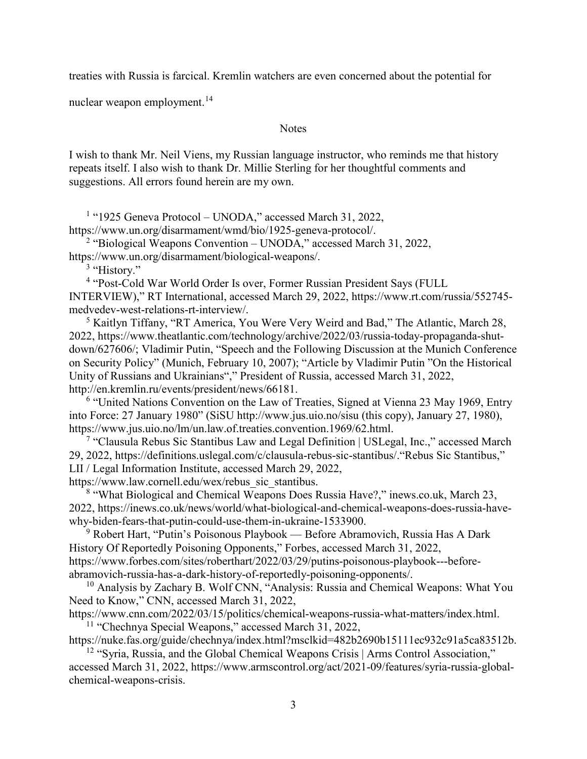treaties with Russia is farcical. Kremlin watchers are even concerned about the potential for nuclear weapon employment.[14]

## Notes

I wish to thank Mr. Neil Viens, my Russian language instructor, who reminds me that history repeats itself. I also wish to thank Dr. Millie Sterling for her thoughtful comments and suggestions. All errors found herein are my own.

[1] "1925 Geneva Protocol – UNODA," accessed March 31, 2022, https://www.un.org/disarmament/wmd/bio/1925-geneva-protocol/.

[2] "Biological Weapons Convention – UNODA," accessed March 31, 2022, https://www.un.org/disarmament/biological-weapons/.

[3] "History."

[4] "Post-Cold War World Order Is over, Former Russian President Says (FULL INTERVIEW)," RT International, accessed March 29, 2022, https://www.rt.com/russia/552745-medvedev-west-relations-rt-interview/.

[5] Kaitlyn Tiffany, "RT America, You Were Very Weird and Bad," The Atlantic, March 28, 2022, https://www.theatlantic.com/technology/archive/2022/03/russia-today-propaganda-shut-down/627606/; Vladimir Putin, "Speech and the Following Discussion at the Munich Conference on Security Policy" (Munich, February 10, 2007); "Article by Vladimir Putin "On the Historical Unity of Russians and Ukrainians"," President of Russia, accessed March 31, 2022, http://en.kremlin.ru/events/president/news/66181.

[6] "United Nations Convention on the Law of Treaties, Signed at Vienna 23 May 1969, Entry into Force: 27 January 1980" (SiSU http://www.jus.uio.no/sisu (this copy), January 27, 1980), https://www.jus.uio.no/lm/un.law.of.treaties.convention.1969/62.html.

[7] "Clausula Rebus Sic Stantibus Law and Legal Definition | USLegal, Inc.," accessed March 29, 2022, https://definitions.uslegal.com/c/clausula-rebus-sic-stantibus/."Rebus Sic Stantibus," LII / Legal Information Institute, accessed March 29, 2022, https://www.law.cornell.edu/wex/rebus_sic_stantibus.

[8] "What Biological and Chemical Weapons Does Russia Have?," inews.co.uk, March 23, 2022, https://inews.co.uk/news/world/what-biological-and-chemical-weapons-does-russia-have-why-biden-fears-that-putin-could-use-them-in-ukraine-1533900.

[9] Robert Hart, "Putin's Poisonous Playbook — Before Abramovich, Russia Has A Dark History Of Reportedly Poisoning Opponents," Forbes, accessed March 31, 2022, https://www.forbes.com/sites/roberthart/2022/03/29/putins-poisonous-playbook---before-abramovich-russia-has-a-dark-history-of-reportedly-poisoning-opponents/.

[10] Analysis by Zachary B. Wolf CNN, "Analysis: Russia and Chemical Weapons: What You Need to Know," CNN, accessed March 31, 2022, https://www.cnn.com/2022/03/15/politics/chemical-weapons-russia-what-matters/index.html.

[11] "Chechnya Special Weapons," accessed March 31, 2022, https://nuke.fas.org/guide/chechnya/index.html?msclkid=482b2690b15111ec932c91a5ca83512b.

[12] "Syria, Russia, and the Global Chemical Weapons Crisis | Arms Control Association," accessed March 31, 2022, https://www.armscontrol.org/act/2021-09/features/syria-russia-global-chemical-weapons-crisis.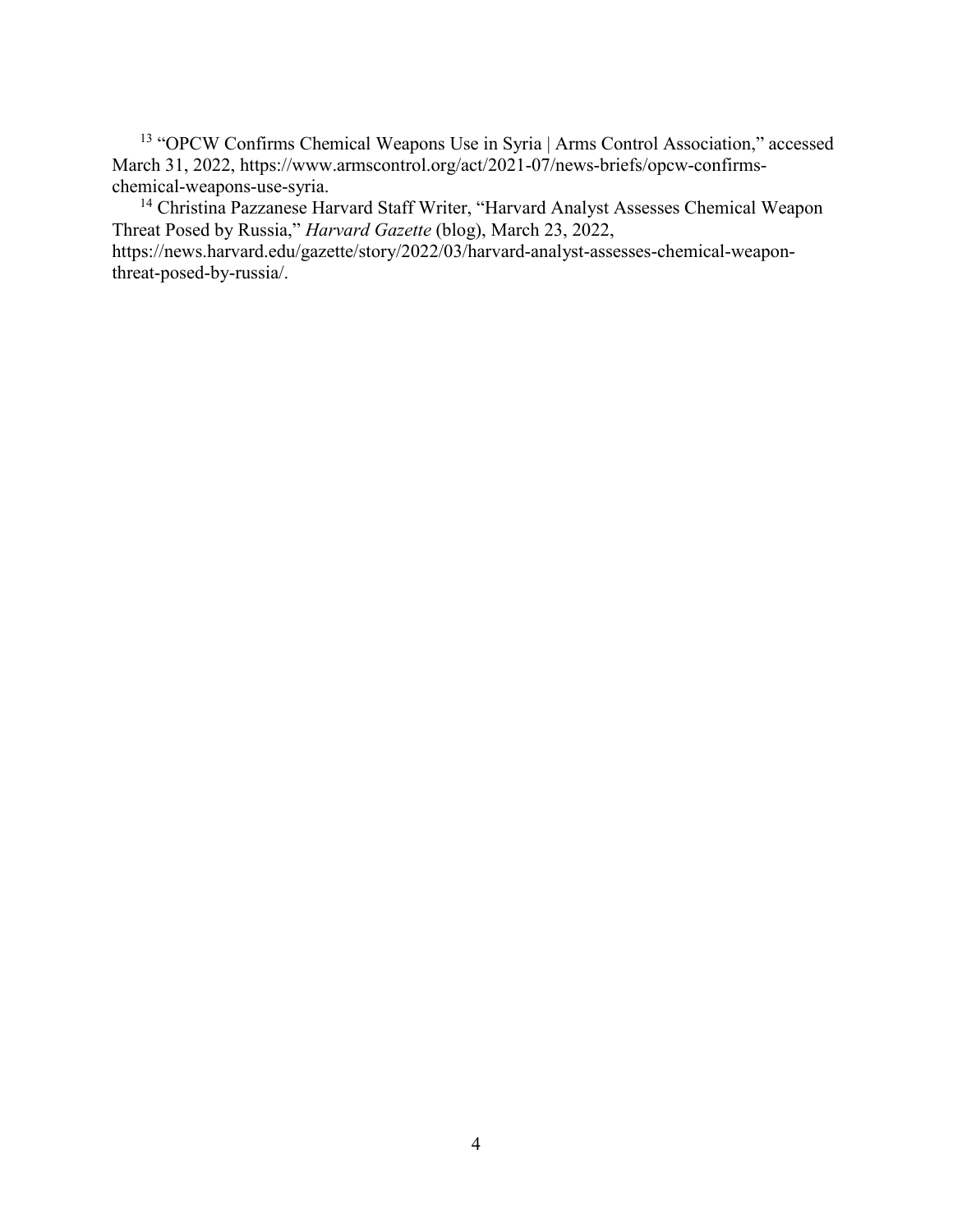[13] "OPCW Confirms Chemical Weapons Use in Syria | Arms Control Association," accessed March 31, 2022, https://www.armscontrol.org/act/2021-07/news-briefs/opcw-confirms-chemical-weapons-use-syria.

[14] Christina Pazzanese Harvard Staff Writer, "Harvard Analyst Assesses Chemical Weapon Threat Posed by Russia," *Harvard Gazette* (blog), March 23, 2022, https://news.harvard.edu/gazette/story/2022/03/harvard-analyst-assesses-chemical-weapon-threat-posed-by-russia/.